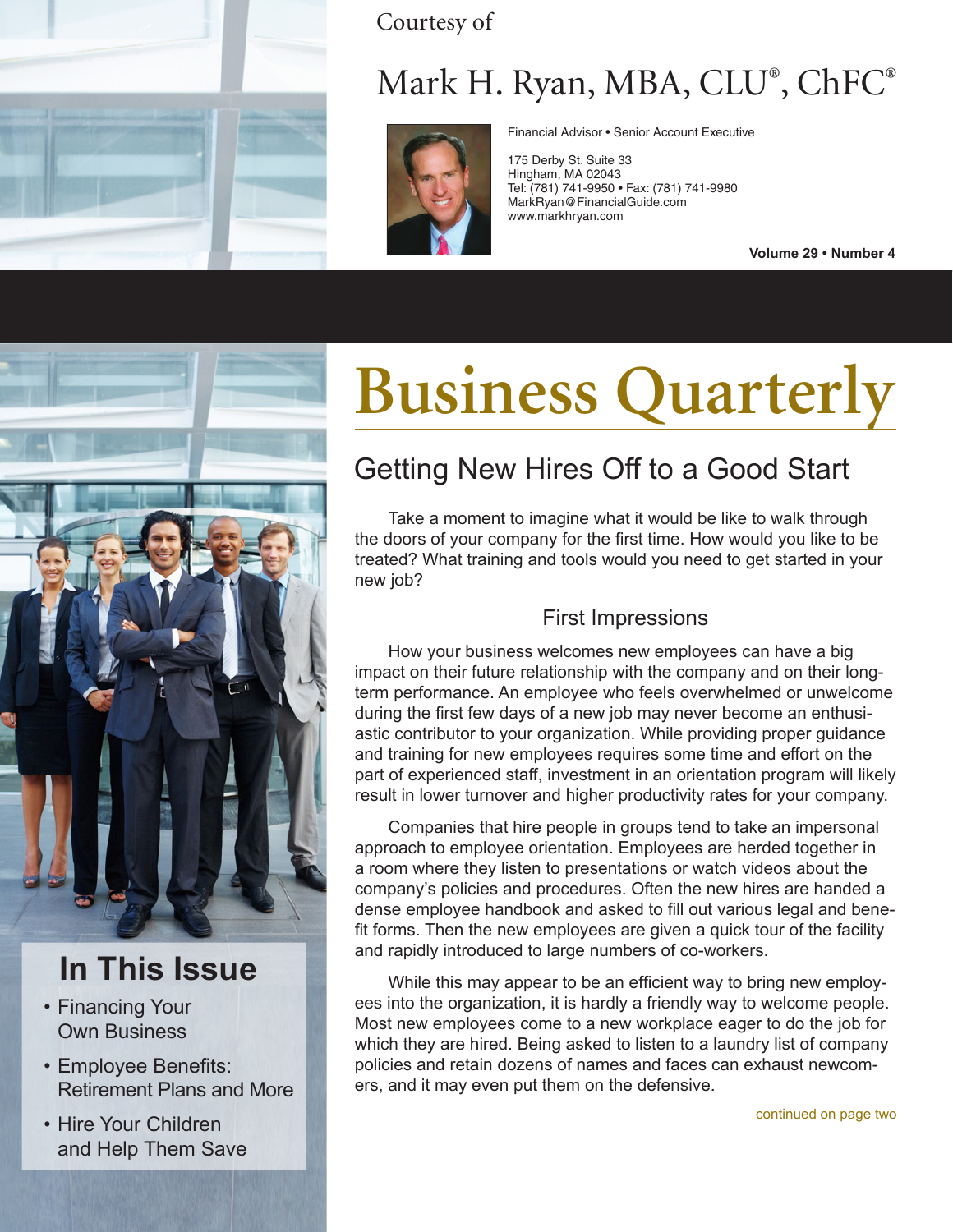Courtesy of

# Mark H. Ryan, MBA, CLU®, ChFC®

Financial Advisor • Senior Account Executive

175 Derby St. Suite 33
Hingham, MA 02043
Tel: (781) 741-9950 • Fax: (781) 741-9980
MarkRyan@FinancialGuide.com
www.markhryan.com

**Volume 29 • Number 4**

# Business Quarterly

## Getting New Hires Off to a Good Start

Take a moment to imagine what it would be like to walk through the doors of your company for the first time. How would you like to be treated? What training and tools would you need to get started in your new job?

### First Impressions

How your business welcomes new employees can have a big impact on their future relationship with the company and on their long-term performance. An employee who feels overwhelmed or unwelcome during the first few days of a new job may never become an enthusiastic contributor to your organization. While providing proper guidance and training for new employees requires some time and effort on the part of experienced staff, investment in an orientation program will likely result in lower turnover and higher productivity rates for your company.

Companies that hire people in groups tend to take an impersonal approach to employee orientation. Employees are herded together in a room where they listen to presentations or watch videos about the company's policies and procedures. Often the new hires are handed a dense employee handbook and asked to fill out various legal and benefit forms. Then the new employees are given a quick tour of the facility and rapidly introduced to large numbers of co-workers.

While this may appear to be an efficient way to bring new employees into the organization, it is hardly a friendly way to welcome people. Most new employees come to a new workplace eager to do the job for which they are hired. Being asked to listen to a laundry list of company policies and retain dozens of names and faces can exhaust newcomers, and it may even put them on the defensive.

continued on page two

## In This Issue

- Financing Your Own Business
- Employee Benefits: Retirement Plans and More
- Hire Your Children and Help Them Save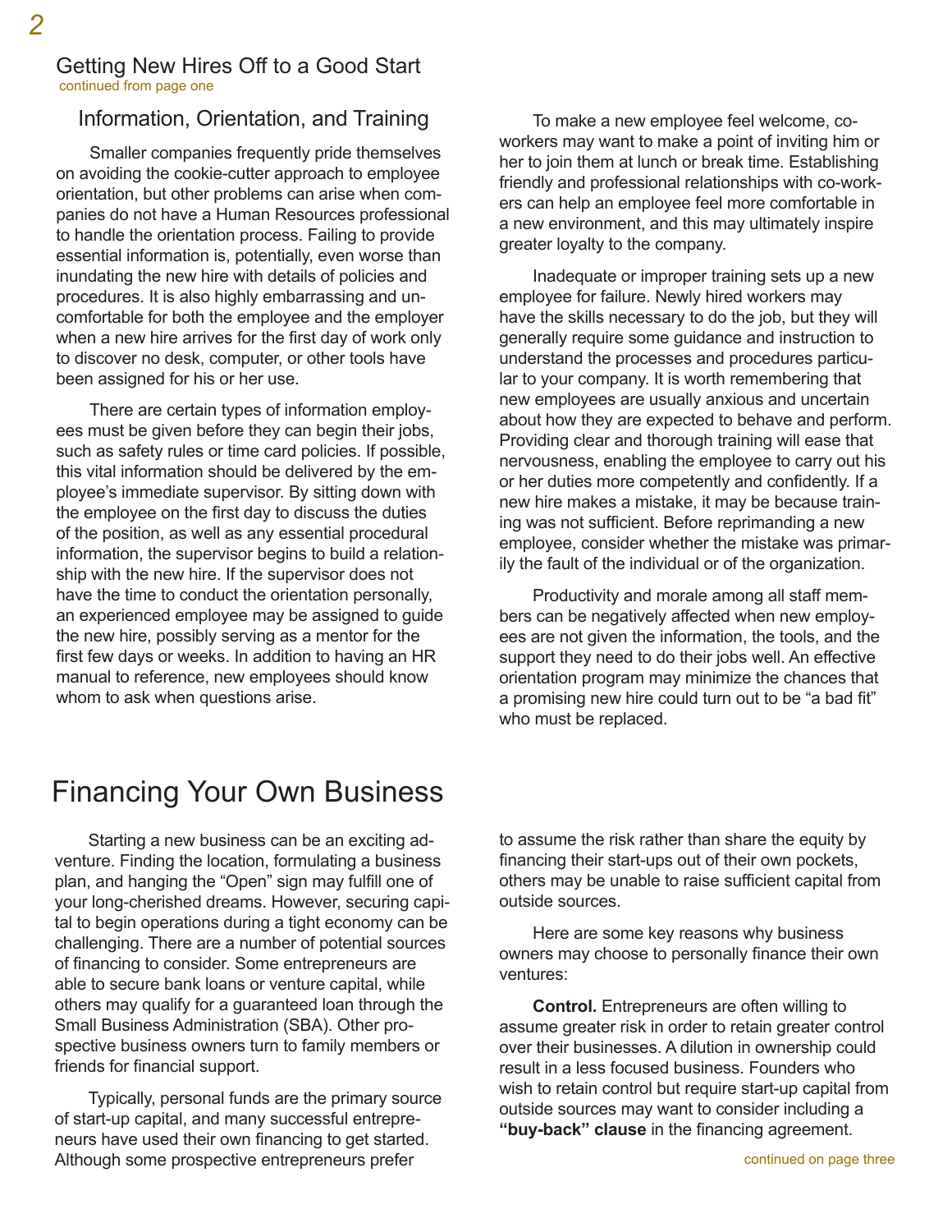## Getting New Hires Off to a Good Start

continued from page one

### Information, Orientation, and Training

Smaller companies frequently pride themselves on avoiding the cookie-cutter approach to employee orientation, but other problems can arise when companies do not have a Human Resources professional to handle the orientation process. Failing to provide essential information is, potentially, even worse than inundating the new hire with details of policies and procedures. It is also highly embarrassing and uncomfortable for both the employee and the employer when a new hire arrives for the first day of work only to discover no desk, computer, or other tools have been assigned for his or her use.

There are certain types of information employees must be given before they can begin their jobs, such as safety rules or time card policies. If possible, this vital information should be delivered by the employee's immediate supervisor. By sitting down with the employee on the first day to discuss the duties of the position, as well as any essential procedural information, the supervisor begins to build a relationship with the new hire. If the supervisor does not have the time to conduct the orientation personally, an experienced employee may be assigned to guide the new hire, possibly serving as a mentor for the first few days or weeks. In addition to having an HR manual to reference, new employees should know whom to ask when questions arise.

To make a new employee feel welcome, co-workers may want to make a point of inviting him or her to join them at lunch or break time. Establishing friendly and professional relationships with co-workers can help an employee feel more comfortable in a new environment, and this may ultimately inspire greater loyalty to the company.

Inadequate or improper training sets up a new employee for failure. Newly hired workers may have the skills necessary to do the job, but they will generally require some guidance and instruction to understand the processes and procedures particular to your company. It is worth remembering that new employees are usually anxious and uncertain about how they are expected to behave and perform. Providing clear and thorough training will ease that nervousness, enabling the employee to carry out his or her duties more competently and confidently. If a new hire makes a mistake, it may be because training was not sufficient. Before reprimanding a new employee, consider whether the mistake was primarily the fault of the individual or of the organization.

Productivity and morale among all staff members can be negatively affected when new employees are not given the information, the tools, and the support they need to do their jobs well. An effective orientation program may minimize the chances that a promising new hire could turn out to be "a bad fit" who must be replaced.

# Financing Your Own Business

Starting a new business can be an exciting adventure. Finding the location, formulating a business plan, and hanging the "Open" sign may fulfill one of your long-cherished dreams. However, securing capital to begin operations during a tight economy can be challenging. There are a number of potential sources of financing to consider. Some entrepreneurs are able to secure bank loans or venture capital, while others may qualify for a guaranteed loan through the Small Business Administration (SBA). Other prospective business owners turn to family members or friends for financial support.

Typically, personal funds are the primary source of start-up capital, and many successful entrepreneurs have used their own financing to get started. Although some prospective entrepreneurs prefer to assume the risk rather than share the equity by financing their start-ups out of their own pockets, others may be unable to raise sufficient capital from outside sources.

Here are some key reasons why business owners may choose to personally finance their own ventures:

**Control.** Entrepreneurs are often willing to assume greater risk in order to retain greater control over their businesses. A dilution in ownership could result in a less focused business. Founders who wish to retain control but require start-up capital from outside sources may want to consider including a **"buy-back" clause** in the financing agreement.

continued on page three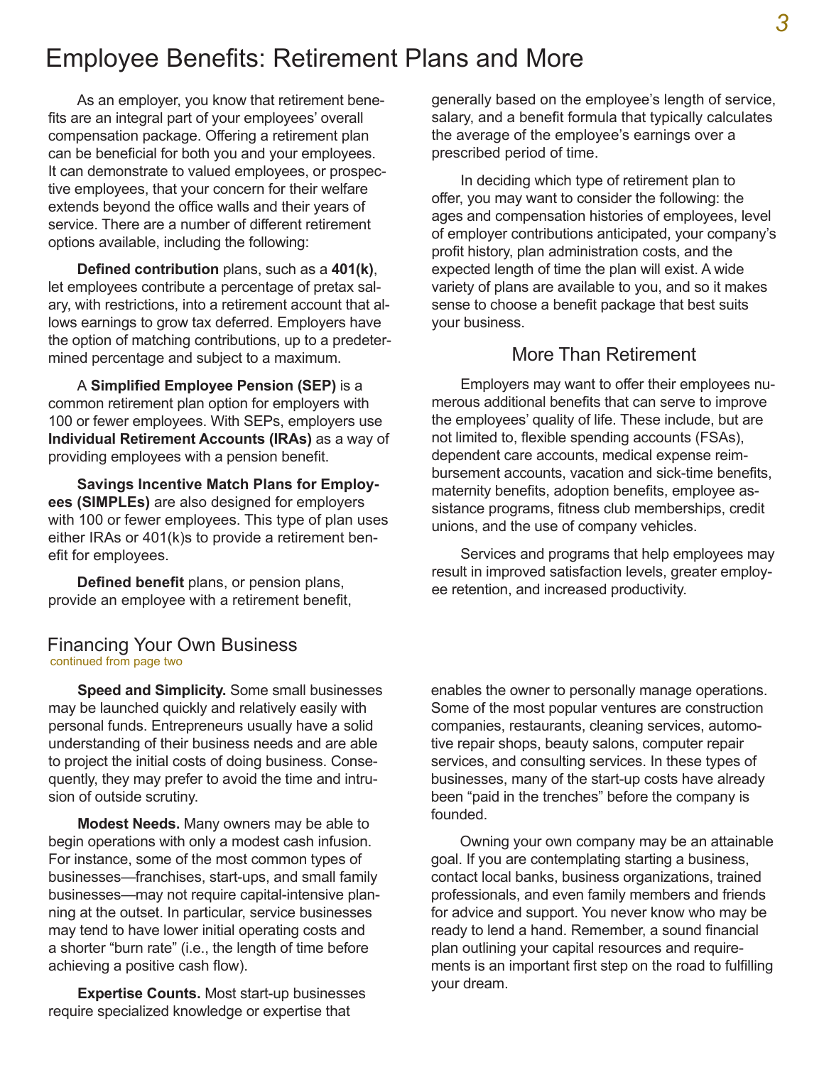# Employee Benefits: Retirement Plans and More

As an employer, you know that retirement benefits are an integral part of your employees' overall compensation package. Offering a retirement plan can be beneficial for both you and your employees. It can demonstrate to valued employees, or prospective employees, that your concern for their welfare extends beyond the office walls and their years of service. There are a number of different retirement options available, including the following:

**Defined contribution** plans, such as a **401(k)**, let employees contribute a percentage of pretax salary, with restrictions, into a retirement account that allows earnings to grow tax deferred. Employers have the option of matching contributions, up to a predetermined percentage and subject to a maximum.

A **Simplified Employee Pension (SEP)** is a common retirement plan option for employers with 100 or fewer employees. With SEPs, employers use **Individual Retirement Accounts (IRAs)** as a way of providing employees with a pension benefit.

**Savings Incentive Match Plans for Employees (SIMPLEs)** are also designed for employers with 100 or fewer employees. This type of plan uses either IRAs or 401(k)s to provide a retirement benefit for employees.

**Defined benefit** plans, or pension plans, provide an employee with a retirement benefit, generally based on the employee's length of service, salary, and a benefit formula that typically calculates the average of the employee's earnings over a prescribed period of time.

In deciding which type of retirement plan to offer, you may want to consider the following: the ages and compensation histories of employees, level of employer contributions anticipated, your company's profit history, plan administration costs, and the expected length of time the plan will exist. A wide variety of plans are available to you, and so it makes sense to choose a benefit package that best suits your business.

## More Than Retirement

Employers may want to offer their employees numerous additional benefits that can serve to improve the employees' quality of life. These include, but are not limited to, flexible spending accounts (FSAs), dependent care accounts, medical expense reimbursement accounts, vacation and sick-time benefits, maternity benefits, adoption benefits, employee assistance programs, fitness club memberships, credit unions, and the use of company vehicles.

Services and programs that help employees may result in improved satisfaction levels, greater employee retention, and increased productivity.

# Financing Your Own Business

continued from page two

**Speed and Simplicity.** Some small businesses may be launched quickly and relatively easily with personal funds. Entrepreneurs usually have a solid understanding of their business needs and are able to project the initial costs of doing business. Consequently, they may prefer to avoid the time and intrusion of outside scrutiny.

**Modest Needs.** Many owners may be able to begin operations with only a modest cash infusion. For instance, some of the most common types of businesses—franchises, start-ups, and small family businesses—may not require capital-intensive planning at the outset. In particular, service businesses may tend to have lower initial operating costs and a shorter "burn rate" (i.e., the length of time before achieving a positive cash flow).

**Expertise Counts.** Most start-up businesses require specialized knowledge or expertise that enables the owner to personally manage operations. Some of the most popular ventures are construction companies, restaurants, cleaning services, automotive repair shops, beauty salons, computer repair services, and consulting services. In these types of businesses, many of the start-up costs have already been "paid in the trenches" before the company is founded.

Owning your own company may be an attainable goal. If you are contemplating starting a business, contact local banks, business organizations, trained professionals, and even family members and friends for advice and support. You never know who may be ready to lend a hand. Remember, a sound financial plan outlining your capital resources and requirements is an important first step on the road to fulfilling your dream.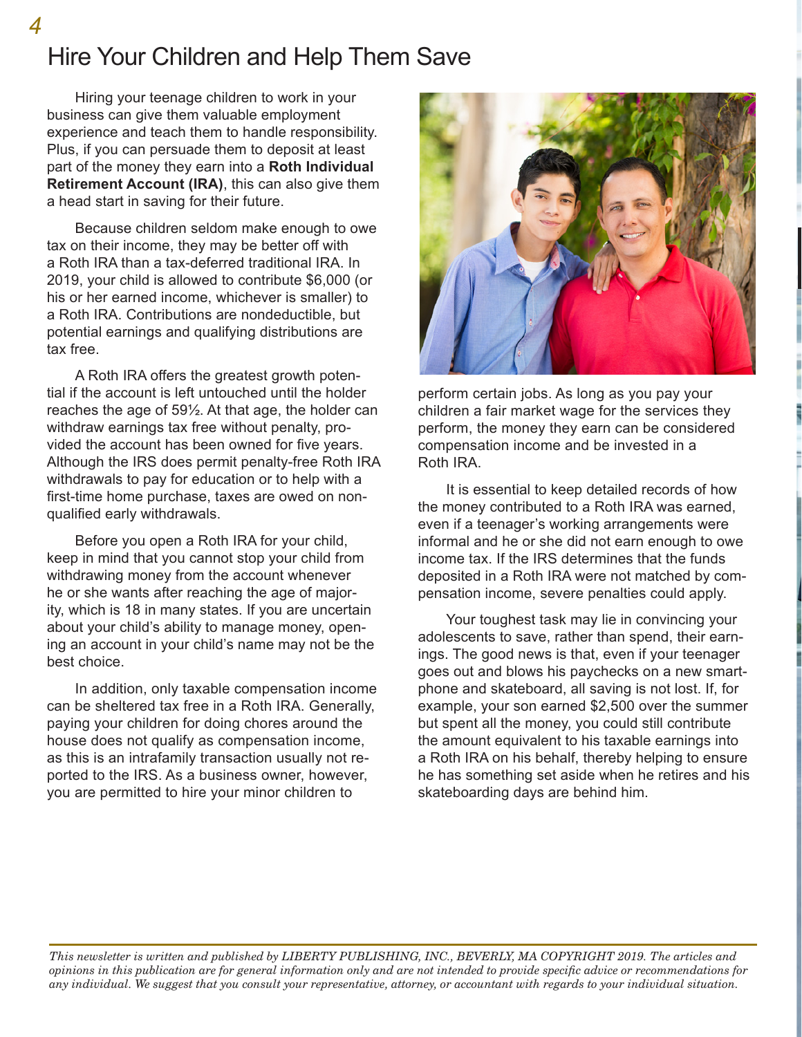# Hire Your Children and Help Them Save

Hiring your teenage children to work in your business can give them valuable employment experience and teach them to handle responsibility. Plus, if you can persuade them to deposit at least part of the money they earn into a **Roth Individual Retirement Account (IRA)**, this can also give them a head start in saving for their future.

Because children seldom make enough to owe tax on their income, they may be better off with a Roth IRA than a tax-deferred traditional IRA. In 2019, your child is allowed to contribute $6,000 (or his or her earned income, whichever is smaller) to a Roth IRA. Contributions are nondeductible, but potential earnings and qualifying distributions are tax free.

A Roth IRA offers the greatest growth potential if the account is left untouched until the holder reaches the age of 59½. At that age, the holder can withdraw earnings tax free without penalty, provided the account has been owned for five years. Although the IRS does permit penalty-free Roth IRA withdrawals to pay for education or to help with a first-time home purchase, taxes are owed on nonqualified early withdrawals.

Before you open a Roth IRA for your child, keep in mind that you cannot stop your child from withdrawing money from the account whenever he or she wants after reaching the age of majority, which is 18 in many states. If you are uncertain about your child's ability to manage money, opening an account in your child's name may not be the best choice.

In addition, only taxable compensation income can be sheltered tax free in a Roth IRA. Generally, paying your children for doing chores around the house does not qualify as compensation income, as this is an intrafamily transaction usually not reported to the IRS. As a business owner, however, you are permitted to hire your minor children to perform certain jobs. As long as you pay your children a fair market wage for the services they perform, the money they earn can be considered compensation income and be invested in a Roth IRA.

It is essential to keep detailed records of how the money contributed to a Roth IRA was earned, even if a teenager's working arrangements were informal and he or she did not earn enough to owe income tax. If the IRS determines that the funds deposited in a Roth IRA were not matched by compensation income, severe penalties could apply.

Your toughest task may lie in convincing your adolescents to save, rather than spend, their earnings. The good news is that, even if your teenager goes out and blows his paychecks on a new smartphone and skateboard, all saving is not lost. If, for example, your son earned $2,500 over the summer but spent all the money, you could still contribute the amount equivalent to his taxable earnings into a Roth IRA on his behalf, thereby helping to ensure he has something set aside when he retires and his skateboarding days are behind him.

*This newsletter is written and published by LIBERTY PUBLISHING, INC., BEVERLY, MA COPYRIGHT 2019. The articles and opinions in this publication are for general information only and are not intended to provide specific advice or recommendations for any individual. We suggest that you consult your representative, attorney, or accountant with regards to your individual situation.*